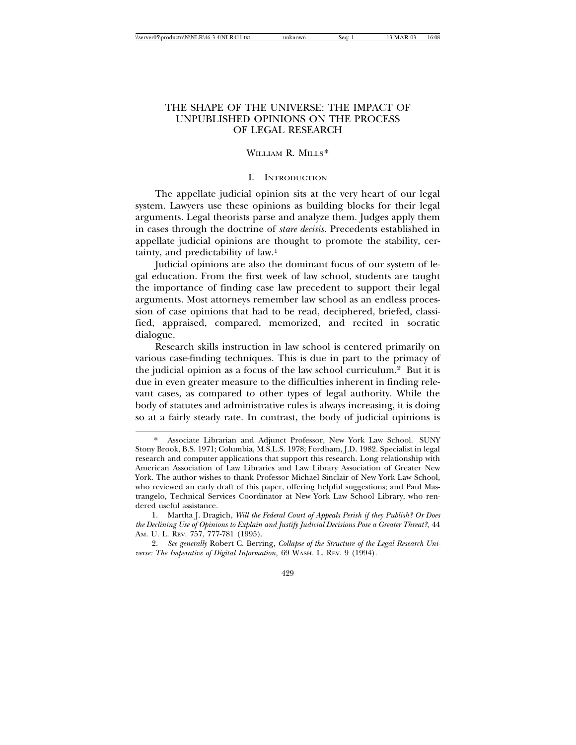# THE SHAPE OF THE UNIVERSE: THE IMPACT OF UNPUBLISHED OPINIONS ON THE PROCESS OF LEGAL RESEARCH

WILLIAM R. MILLS*

## I. INTRODUCTION

The appellate judicial opinion sits at the very heart of our legal system. Lawyers use these opinions as building blocks for their legal arguments. Legal theorists parse and analyze them. Judges apply them in cases through the doctrine of *stare decisis*. Precedents established in appellate judicial opinions are thought to promote the stability, certainty, and predictability of law.[1]

Judicial opinions are also the dominant focus of our system of legal education. From the first week of law school, students are taught the importance of finding case law precedent to support their legal arguments. Most attorneys remember law school as an endless procession of case opinions that had to be read, deciphered, briefed, classified, appraised, compared, memorized, and recited in socratic dialogue.

Research skills instruction in law school is centered primarily on various case-finding techniques. This is due in part to the primacy of the judicial opinion as a focus of the law school curriculum.[2] But it is due in even greater measure to the difficulties inherent in finding relevant cases, as compared to other types of legal authority. While the body of statutes and administrative rules is always increasing, it is doing so at a fairly steady rate. In contrast, the body of judicial opinions is

---

\* Associate Librarian and Adjunct Professor, New York Law School. SUNY Stony Brook, B.S. 1971; Columbia, M.S.L.S. 1978; Fordham, J.D. 1982. Specialist in legal research and computer applications that support this research. Long relationship with American Association of Law Libraries and Law Library Association of Greater New York. The author wishes to thank Professor Michael Sinclair of New York Law School, who reviewed an early draft of this paper, offering helpful suggestions; and Paul Mastrangelo, Technical Services Coordinator at New York Law School Library, who rendered useful assistance.

1. Martha J. Dragich, *Will the Federal Court of Appeals Perish if they Publish? Or Does the Declining Use of Opinions to Explain and Justify Judicial Decisions Pose a Greater Threat?,* 44 AM. U. L. REV. 757, 777-781 (1995).

2. *See generally* Robert C. Berring, *Collapse of the Structure of the Legal Research Universe: The Imperative of Digital Information,* 69 WASH. L. REV. 9 (1994).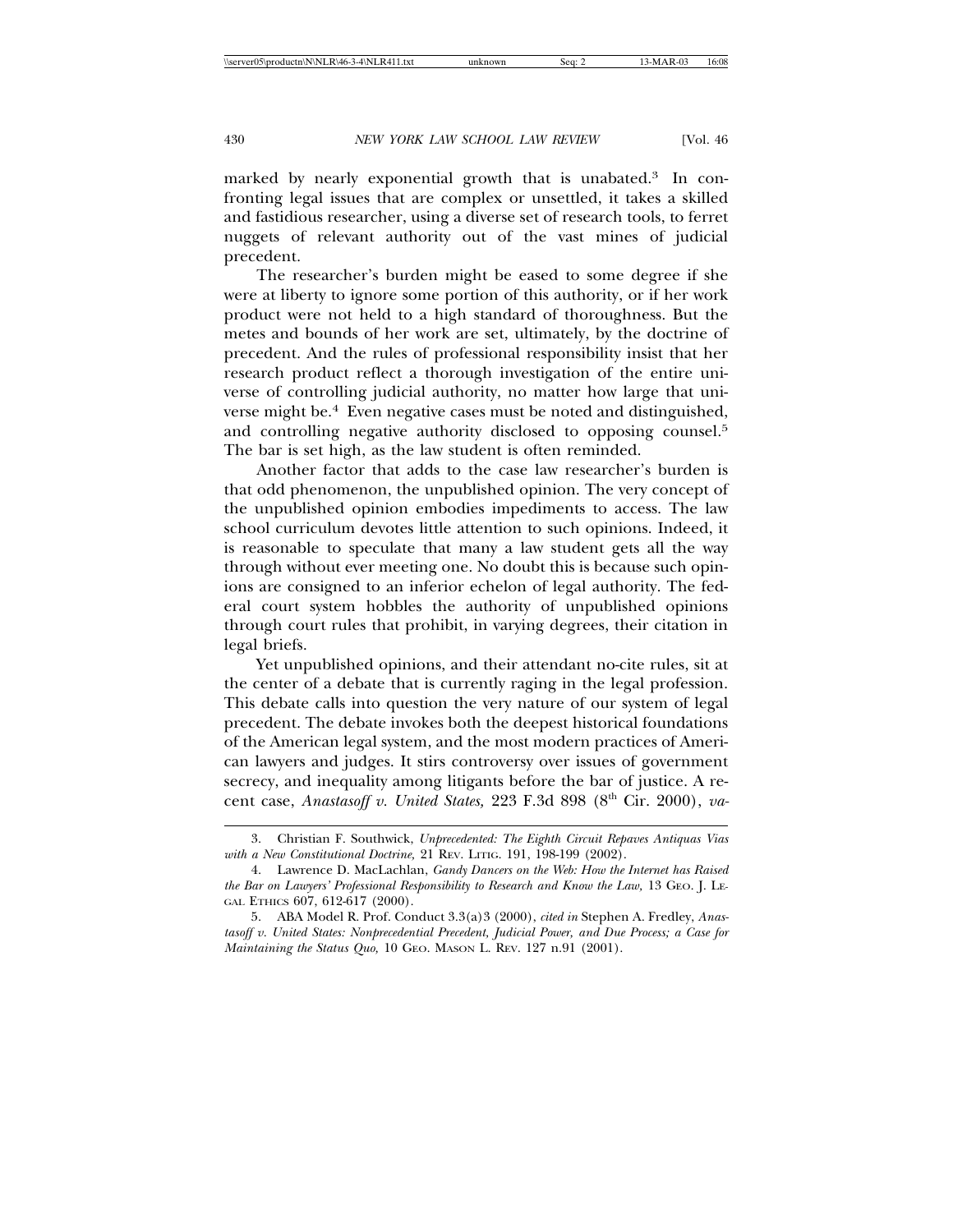marked by nearly exponential growth that is unabated.[3] In confronting legal issues that are complex or unsettled, it takes a skilled and fastidious researcher, using a diverse set of research tools, to ferret nuggets of relevant authority out of the vast mines of judicial precedent.

The researcher's burden might be eased to some degree if she were at liberty to ignore some portion of this authority, or if her work product were not held to a high standard of thoroughness. But the metes and bounds of her work are set, ultimately, by the doctrine of precedent. And the rules of professional responsibility insist that her research product reflect a thorough investigation of the entire universe of controlling judicial authority, no matter how large that universe might be.[4] Even negative cases must be noted and distinguished, and controlling negative authority disclosed to opposing counsel.[5] The bar is set high, as the law student is often reminded.

Another factor that adds to the case law researcher's burden is that odd phenomenon, the unpublished opinion. The very concept of the unpublished opinion embodies impediments to access. The law school curriculum devotes little attention to such opinions. Indeed, it is reasonable to speculate that many a law student gets all the way through without ever meeting one. No doubt this is because such opinions are consigned to an inferior echelon of legal authority. The federal court system hobbles the authority of unpublished opinions through court rules that prohibit, in varying degrees, their citation in legal briefs.

Yet unpublished opinions, and their attendant no-cite rules, sit at the center of a debate that is currently raging in the legal profession. This debate calls into question the very nature of our system of legal precedent. The debate invokes both the deepest historical foundations of the American legal system, and the most modern practices of American lawyers and judges. It stirs controversy over issues of government secrecy, and inequality among litigants before the bar of justice. A recent case, *Anastasoff v. United States,* 223 F.3d 898 (8th Cir. 2000), *va-*

---

3. Christian F. Southwick, *Unprecedented: The Eighth Circuit Repaves Antiquas Vias with a New Constitutional Doctrine,* 21 Rev. Litig. 191, 198-199 (2002).

4. Lawrence D. MacLachlan, *Gandy Dancers on the Web: How the Internet has Raised the Bar on Lawyers' Professional Responsibility to Research and Know the Law,* 13 Geo. J. Legal Ethics 607, 612-617 (2000).

5. ABA Model R. Prof. Conduct 3.3(a)3 (2000), *cited in* Stephen A. Fredley, *Anastasoff v. United States: Nonprecedential Precedent, Judicial Power, and Due Process; a Case for Maintaining the Status Quo,* 10 Geo. Mason L. Rev. 127 n.91 (2001).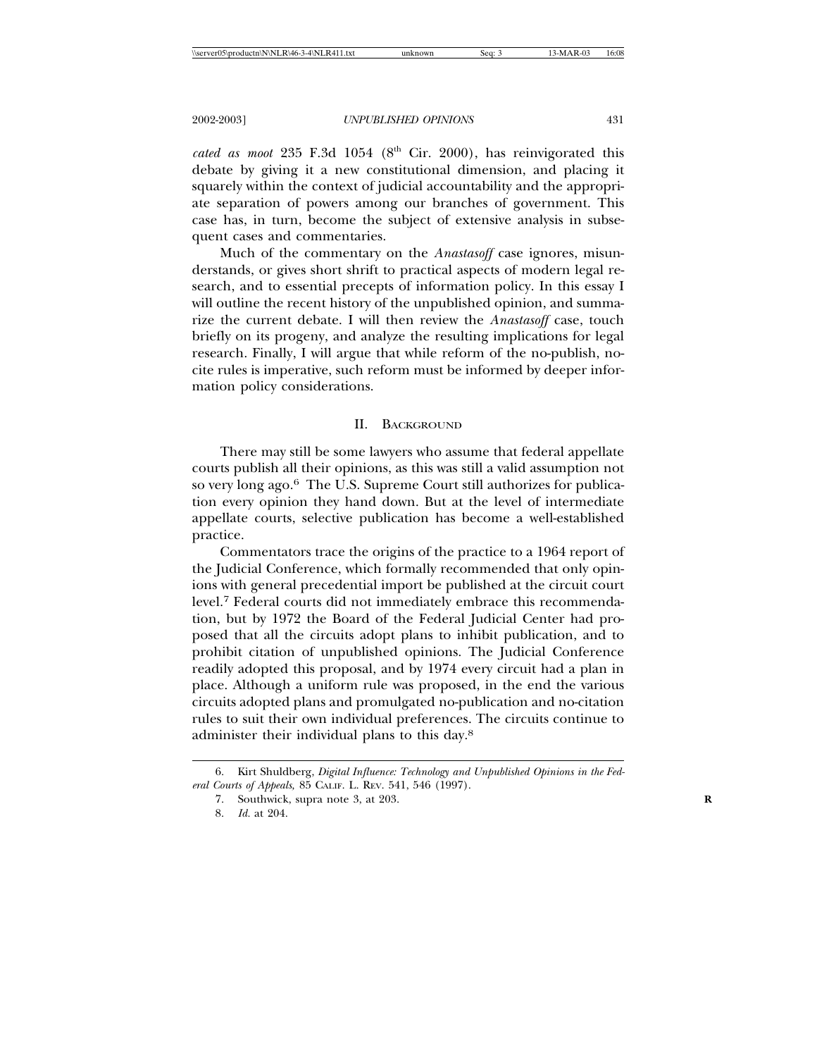*cated as moot* 235 F.3d 1054 (8th Cir. 2000), has reinvigorated this debate by giving it a new constitutional dimension, and placing it squarely within the context of judicial accountability and the appropriate separation of powers among our branches of government. This case has, in turn, become the subject of extensive analysis in subsequent cases and commentaries.

Much of the commentary on the *Anastasoff* case ignores, misunderstands, or gives short shrift to practical aspects of modern legal research, and to essential precepts of information policy. In this essay I will outline the recent history of the unpublished opinion, and summarize the current debate. I will then review the *Anastasoff* case, touch briefly on its progeny, and analyze the resulting implications for legal research. Finally, I will argue that while reform of the no-publish, no-cite rules is imperative, such reform must be informed by deeper information policy considerations.

## II. Background

There may still be some lawyers who assume that federal appellate courts publish all their opinions, as this was still a valid assumption not so very long ago.[6] The U.S. Supreme Court still authorizes for publication every opinion they hand down. But at the level of intermediate appellate courts, selective publication has become a well-established practice.

Commentators trace the origins of the practice to a 1964 report of the Judicial Conference, which formally recommended that only opinions with general precedential import be published at the circuit court level.[7] Federal courts did not immediately embrace this recommendation, but by 1972 the Board of the Federal Judicial Center had proposed that all the circuits adopt plans to inhibit publication, and to prohibit citation of unpublished opinions. The Judicial Conference readily adopted this proposal, and by 1974 every circuit had a plan in place. Although a uniform rule was proposed, in the end the various circuits adopted plans and promulgated no-publication and no-citation rules to suit their own individual preferences. The circuits continue to administer their individual plans to this day.[8]

---

6. Kirt Shuldberg, *Digital Influence: Technology and Unpublished Opinions in the Federal Courts of Appeals*, 85 Calif. L. Rev. 541, 546 (1997).

7. Southwick, supra note 3, at 203.

8. *Id.* at 204.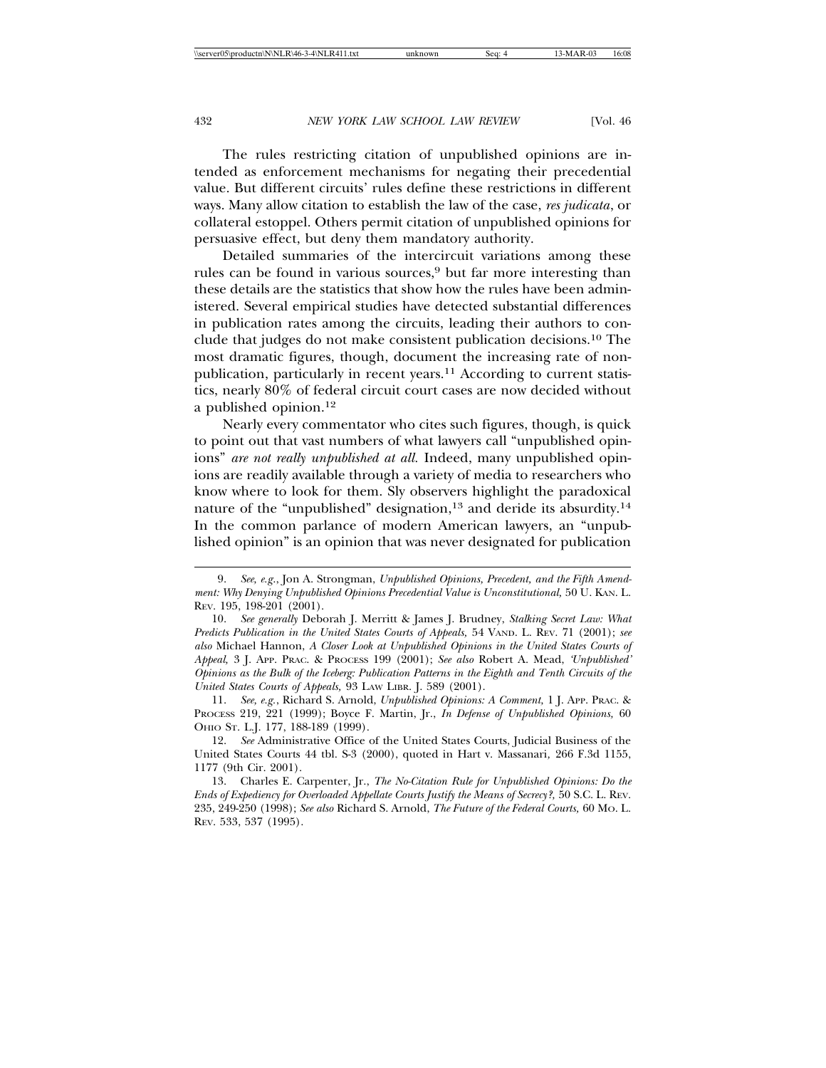The rules restricting citation of unpublished opinions are intended as enforcement mechanisms for negating their precedential value. But different circuits' rules define these restrictions in different ways. Many allow citation to establish the law of the case, *res judicata*, or collateral estoppel. Others permit citation of unpublished opinions for persuasive effect, but deny them mandatory authority.

Detailed summaries of the intercircuit variations among these rules can be found in various sources,[9] but far more interesting than these details are the statistics that show how the rules have been administered. Several empirical studies have detected substantial differences in publication rates among the circuits, leading their authors to conclude that judges do not make consistent publication decisions.[10] The most dramatic figures, though, document the increasing rate of nonpublication, particularly in recent years.[11] According to current statistics, nearly 80% of federal circuit court cases are now decided without a published opinion.[12]

Nearly every commentator who cites such figures, though, is quick to point out that vast numbers of what lawyers call "unpublished opinions" *are not really unpublished at all*. Indeed, many unpublished opinions are readily available through a variety of media to researchers who know where to look for them. Sly observers highlight the paradoxical nature of the "unpublished" designation,[13] and deride its absurdity.[14] In the common parlance of modern American lawyers, an "unpublished opinion" is an opinion that was never designated for publication

---

9. *See, e.g.*, Jon A. Strongman, *Unpublished Opinions, Precedent, and the Fifth Amendment: Why Denying Unpublished Opinions Precedential Value is Unconstitutional,* 50 U. KAN. L. REV. 195, 198-201 (2001).

10. *See generally* Deborah J. Merritt & James J. Brudney, *Stalking Secret Law: What Predicts Publication in the United States Courts of Appeals,* 54 VAND. L. REV. 71 (2001); *see also* Michael Hannon, *A Closer Look at Unpublished Opinions in the United States Courts of Appeal,* 3 J. APP. PRAC. & PROCESS 199 (2001); *See also* Robert A. Mead, *'Unpublished' Opinions as the Bulk of the Iceberg: Publication Patterns in the Eighth and Tenth Circuits of the United States Courts of Appeals,* 93 LAW LIBR. J. 589 (2001).

11. *See, e.g.*, Richard S. Arnold, *Unpublished Opinions: A Comment,* 1 J. APP. PRAC. & PROCESS 219, 221 (1999); Boyce F. Martin, Jr., *In Defense of Unpublished Opinions,* 60 OHIO ST. L.J. 177, 188-189 (1999).

12. *See* Administrative Office of the United States Courts, Judicial Business of the United States Courts 44 tbl. S-3 (2000), quoted in Hart v. Massanari, 266 F.3d 1155, 1177 (9th Cir. 2001).

13. Charles E. Carpenter, Jr., *The No-Citation Rule for Unpublished Opinions: Do the Ends of Expediency for Overloaded Appellate Courts Justify the Means of Secrecy?,* 50 S.C. L. REV. 235, 249-250 (1998); *See also* Richard S. Arnold, *The Future of the Federal Courts,* 60 MO. L. REV. 533, 537 (1995).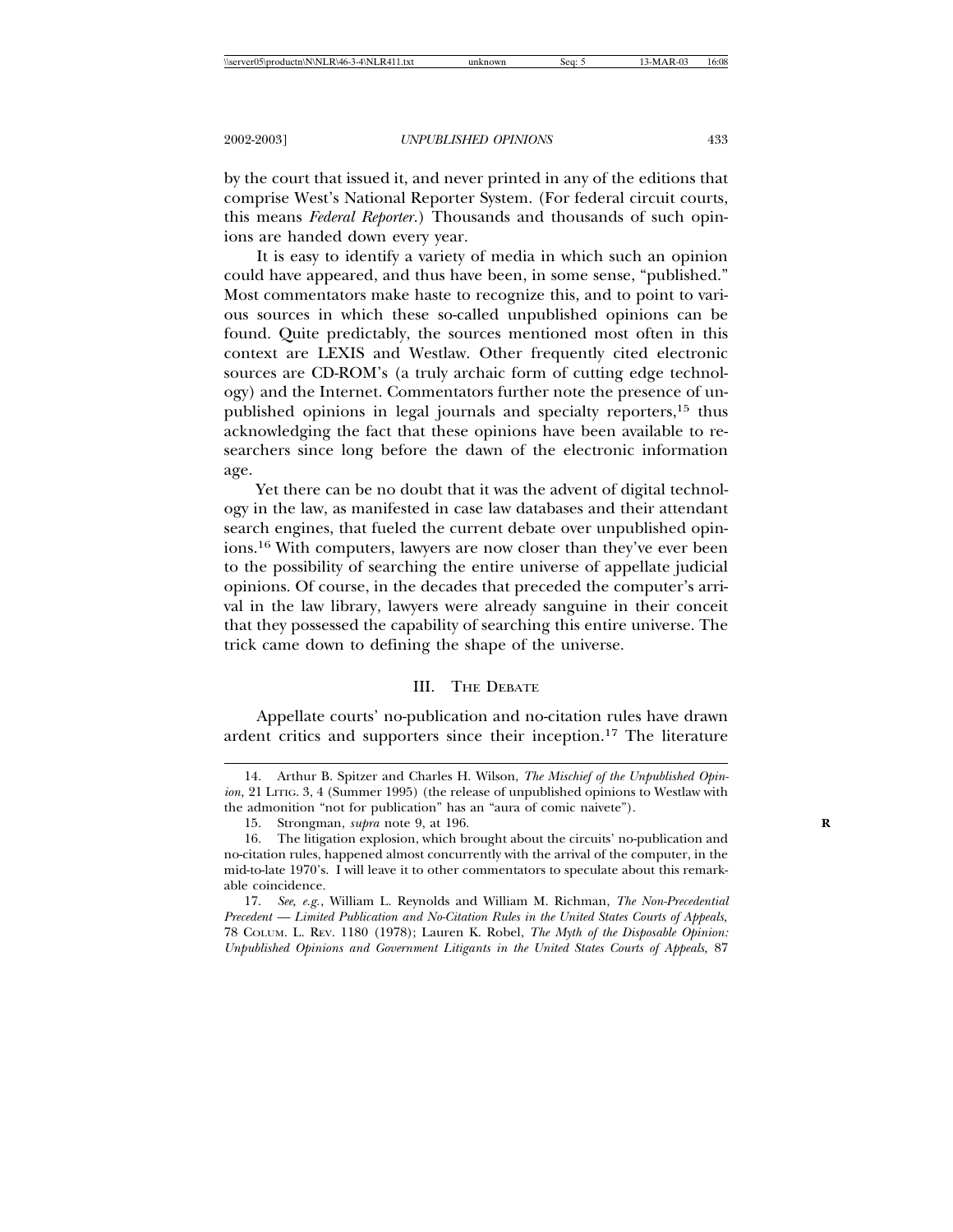by the court that issued it, and never printed in any of the editions that comprise West's National Reporter System. (For federal circuit courts, this means *Federal Reporter.*) Thousands and thousands of such opinions are handed down every year.

It is easy to identify a variety of media in which such an opinion could have appeared, and thus have been, in some sense, "published." Most commentators make haste to recognize this, and to point to various sources in which these so-called unpublished opinions can be found. Quite predictably, the sources mentioned most often in this context are LEXIS and Westlaw. Other frequently cited electronic sources are CD-ROM's (a truly archaic form of cutting edge technology) and the Internet. Commentators further note the presence of unpublished opinions in legal journals and specialty reporters,[15] thus acknowledging the fact that these opinions have been available to researchers since long before the dawn of the electronic information age.

Yet there can be no doubt that it was the advent of digital technology in the law, as manifested in case law databases and their attendant search engines, that fueled the current debate over unpublished opinions.[16] With computers, lawyers are now closer than they've ever been to the possibility of searching the entire universe of appellate judicial opinions. Of course, in the decades that preceded the computer's arrival in the law library, lawyers were already sanguine in their conceit that they possessed the capability of searching this entire universe. The trick came down to defining the shape of the universe.

## III. The Debate

Appellate courts' no-publication and no-citation rules have drawn ardent critics and supporters since their inception.[17] The literature

---

14. Arthur B. Spitzer and Charles H. Wilson, *The Mischief of the Unpublished Opinion,* 21 Litig. 3, 4 (Summer 1995) (the release of unpublished opinions to Westlaw with the admonition "not for publication" has an "aura of comic naivete").

15. Strongman, *supra* note 9, at 196.

16. The litigation explosion, which brought about the circuits' no-publication and no-citation rules, happened almost concurrently with the arrival of the computer, in the mid-to-late 1970's. I will leave it to other commentators to speculate about this remarkable coincidence.

17. *See, e.g.*, William L. Reynolds and William M. Richman, *The Non-Precedential Precedent — Limited Publication and No-Citation Rules in the United States Courts of Appeals,* 78 Colum. L. Rev. 1180 (1978); Lauren K. Robel, *The Myth of the Disposable Opinion: Unpublished Opinions and Government Litigants in the United States Courts of Appeals,* 87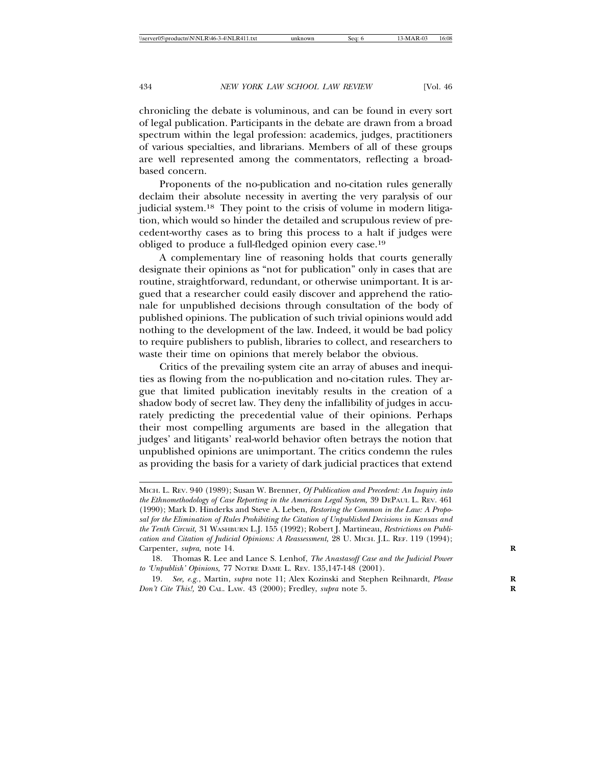chronicling the debate is voluminous, and can be found in every sort of legal publication. Participants in the debate are drawn from a broad spectrum within the legal profession: academics, judges, practitioners of various specialties, and librarians. Members of all of these groups are well represented among the commentators, reflecting a broad-based concern.

Proponents of the no-publication and no-citation rules generally declaim their absolute necessity in averting the very paralysis of our judicial system.[18] They point to the crisis of volume in modern litigation, which would so hinder the detailed and scrupulous review of precedent-worthy cases as to bring this process to a halt if judges were obliged to produce a full-fledged opinion every case.[19]

A complementary line of reasoning holds that courts generally designate their opinions as "not for publication" only in cases that are routine, straightforward, redundant, or otherwise unimportant. It is argued that a researcher could easily discover and apprehend the rationale for unpublished decisions through consultation of the body of published opinions. The publication of such trivial opinions would add nothing to the development of the law. Indeed, it would be bad policy to require publishers to publish, libraries to collect, and researchers to waste their time on opinions that merely belabor the obvious.

Critics of the prevailing system cite an array of abuses and inequities as flowing from the no-publication and no-citation rules. They argue that limited publication inevitably results in the creation of a shadow body of secret law. They deny the infallibility of judges in accurately predicting the precedential value of their opinions. Perhaps their most compelling arguments are based in the allegation that judges' and litigants' real-world behavior often betrays the notion that unpublished opinions are unimportant. The critics condemn the rules as providing the basis for a variety of dark judicial practices that extend

---

MICH. L. REV. 940 (1989); Susan W. Brenner, *Of Publication and Precedent: An Inquiry into the Ethnomethodology of Case Reporting in the American Legal System,* 39 DEPAUL L. REV. 461 (1990); Mark D. Hinderks and Steve A. Leben, *Restoring the Common in the Law: A Proposal for the Elimination of Rules Prohibiting the Citation of Unpublished Decisions in Kansas and the Tenth Circuit,* 31 WASHBURN L.J. 155 (1992); Robert J. Martineau, *Restrictions on Publication and Citation of Judicial Opinions: A Reassessment,* 28 U. MICH. J.L. REF. 119 (1994); Carpenter, *supra*, note 14.

18. Thomas R. Lee and Lance S. Lenhof, *The Anastasoff Case and the Judicial Power to 'Unpublish' Opinions,* 77 NOTRE DAME L. REV. 135,147-148 (2001).

19. *See, e.g.*, Martin, *supra* note 11; Alex Kozinski and Stephen Reihnardt, *Please Don't Cite This!,* 20 CAL. LAW. 43 (2000); Fredley, *supra* note 5.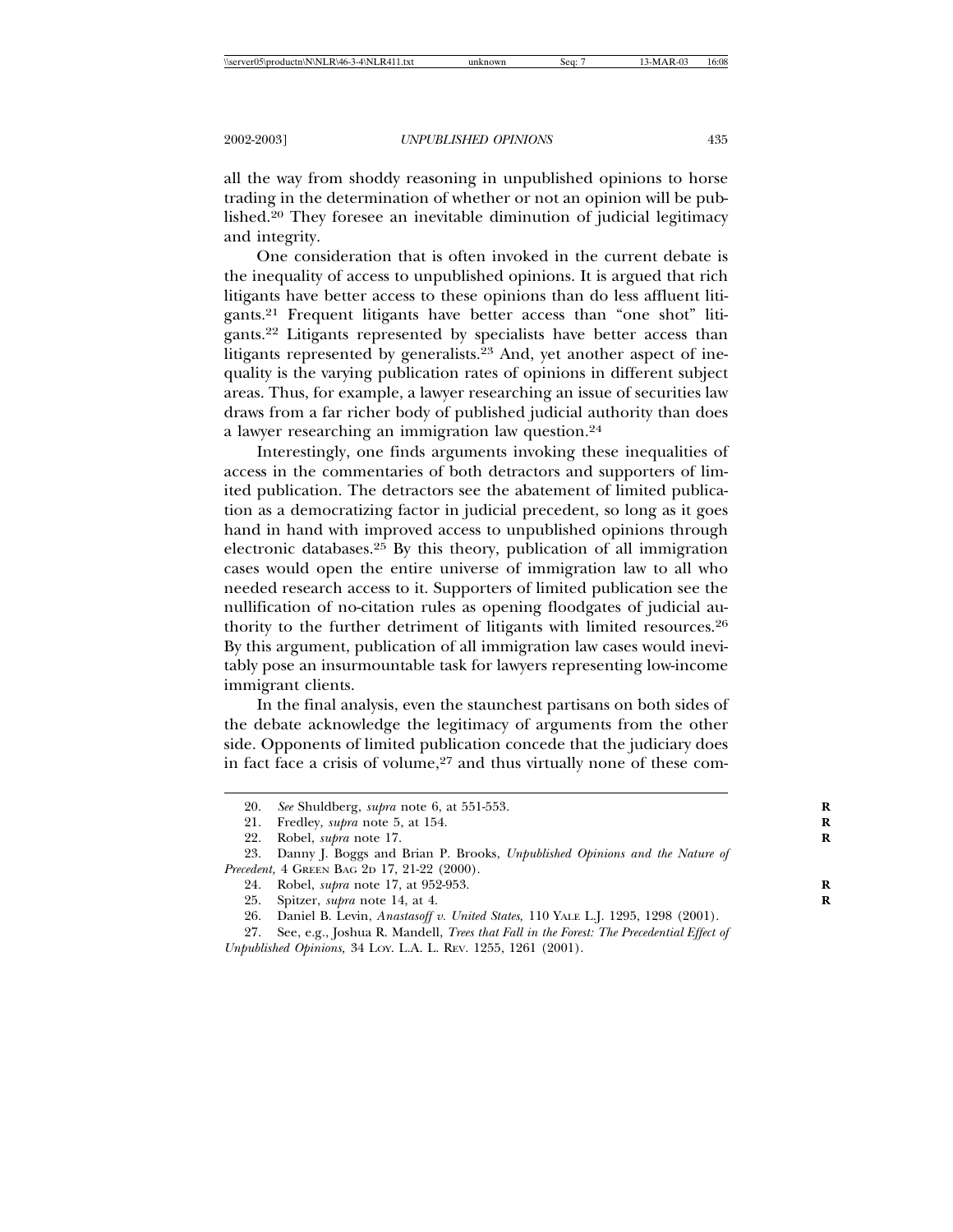all the way from shoddy reasoning in unpublished opinions to horse trading in the determination of whether or not an opinion will be published.[20] They foresee an inevitable diminution of judicial legitimacy and integrity.

One consideration that is often invoked in the current debate is the inequality of access to unpublished opinions. It is argued that rich litigants have better access to these opinions than do less affluent litigants.[21] Frequent litigants have better access than "one shot" litigants.[22] Litigants represented by specialists have better access than litigants represented by generalists.[23] And, yet another aspect of inequality is the varying publication rates of opinions in different subject areas. Thus, for example, a lawyer researching an issue of securities law draws from a far richer body of published judicial authority than does a lawyer researching an immigration law question.[24]

Interestingly, one finds arguments invoking these inequalities of access in the commentaries of both detractors and supporters of limited publication. The detractors see the abatement of limited publication as a democratizing factor in judicial precedent, so long as it goes hand in hand with improved access to unpublished opinions through electronic databases.[25] By this theory, publication of all immigration cases would open the entire universe of immigration law to all who needed research access to it. Supporters of limited publication see the nullification of no-citation rules as opening floodgates of judicial authority to the further detriment of litigants with limited resources.[26] By this argument, publication of all immigration law cases would inevitably pose an insurmountable task for lawyers representing low-income immigrant clients.

In the final analysis, even the staunchest partisans on both sides of the debate acknowledge the legitimacy of arguments from the other side. Opponents of limited publication concede that the judiciary does in fact face a crisis of volume,[27] and thus virtually none of these com-

---

20. *See* Shuldberg, *supra* note 6, at 551-553.

21. Fredley, *supra* note 5, at 154.

22. Robel, *supra* note 17.

23. Danny J. Boggs and Brian P. Brooks, *Unpublished Opinions and the Nature of Precedent*, 4 Green Bag 2d 17, 21-22 (2000).

24. Robel, *supra* note 17, at 952-953.

25. Spitzer, *supra* note 14, at 4.

26. Daniel B. Levin, *Anastasoff v. United States,* 110 Yale L.J. 1295, 1298 (2001).

27. See, e.g., Joshua R. Mandell, *Trees that Fall in the Forest: The Precedential Effect of Unpublished Opinions,* 34 Loy. L.A. L. Rev. 1255, 1261 (2001).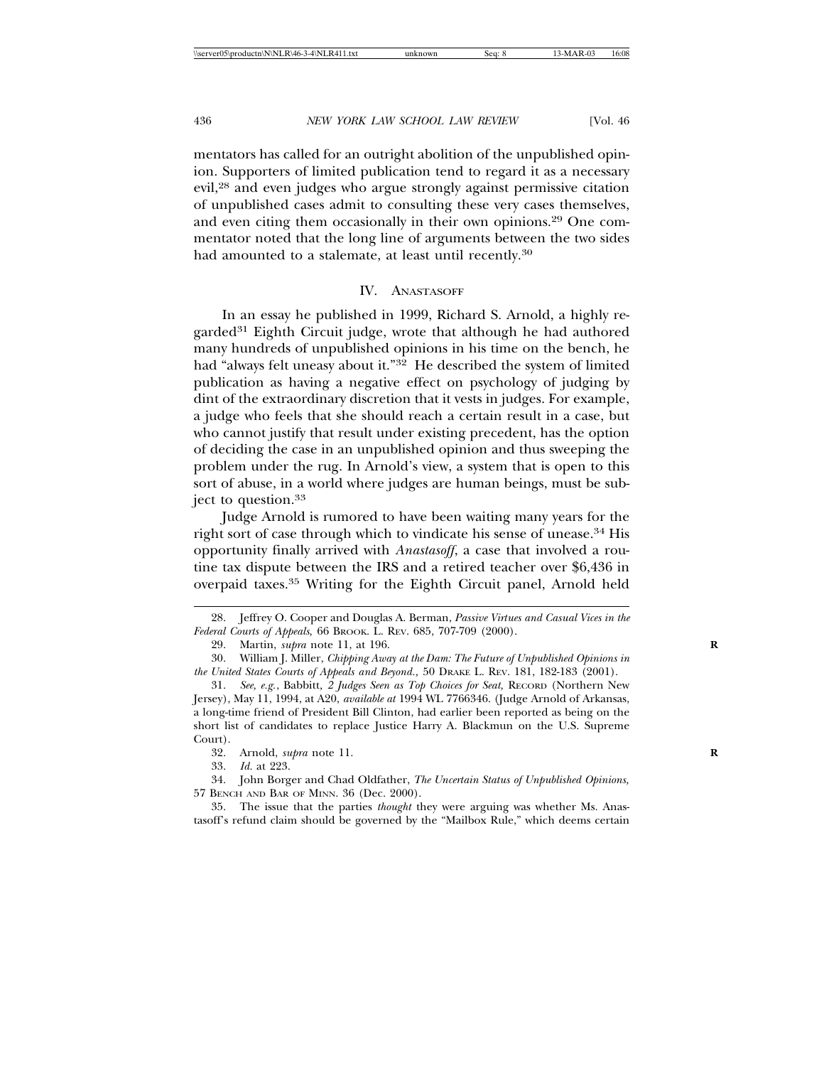mentators has called for an outright abolition of the unpublished opinion. Supporters of limited publication tend to regard it as a necessary evil,[28] and even judges who argue strongly against permissive citation of unpublished cases admit to consulting these very cases themselves, and even citing them occasionally in their own opinions.[29] One commentator noted that the long line of arguments between the two sides had amounted to a stalemate, at least until recently.[30]

## IV. ANASTASOFF

In an essay he published in 1999, Richard S. Arnold, a highly regarded[31] Eighth Circuit judge, wrote that although he had authored many hundreds of unpublished opinions in his time on the bench, he had "always felt uneasy about it."[32] He described the system of limited publication as having a negative effect on psychology of judging by dint of the extraordinary discretion that it vests in judges. For example, a judge who feels that she should reach a certain result in a case, but who cannot justify that result under existing precedent, has the option of deciding the case in an unpublished opinion and thus sweeping the problem under the rug. In Arnold's view, a system that is open to this sort of abuse, in a world where judges are human beings, must be subject to question.[33]

Judge Arnold is rumored to have been waiting many years for the right sort of case through which to vindicate his sense of unease.[34] His opportunity finally arrived with *Anastasoff*, a case that involved a routine tax dispute between the IRS and a retired teacher over $6,436 in overpaid taxes.[35] Writing for the Eighth Circuit panel, Arnold held

---

28. Jeffrey O. Cooper and Douglas A. Berman, *Passive Virtues and Casual Vices in the Federal Courts of Appeals,* 66 BROOK. L. REV. 685, 707-709 (2000).

29. Martin, *supra* note 11, at 196.

30. William J. Miller, *Chipping Away at the Dam: The Future of Unpublished Opinions in the United States Courts of Appeals and Beyond.*, 50 DRAKE L. REV. 181, 182-183 (2001).

31. *See, e.g.*, Babbitt*, 2 Judges Seen as Top Choices for Seat,* RECORD (Northern New Jersey), May 11, 1994, at A20, *available at* 1994 WL 7766346. (Judge Arnold of Arkansas, a long-time friend of President Bill Clinton, had earlier been reported as being on the short list of candidates to replace Justice Harry A. Blackmun on the U.S. Supreme Court).

32. Arnold, *supra* note 11.

33. *Id.* at 223.

34. John Borger and Chad Oldfather, *The Uncertain Status of Unpublished Opinions,* 57 BENCH AND BAR OF MINN. 36 (Dec. 2000).

35. The issue that the parties *thought* they were arguing was whether Ms. Anastasoff's refund claim should be governed by the "Mailbox Rule," which deems certain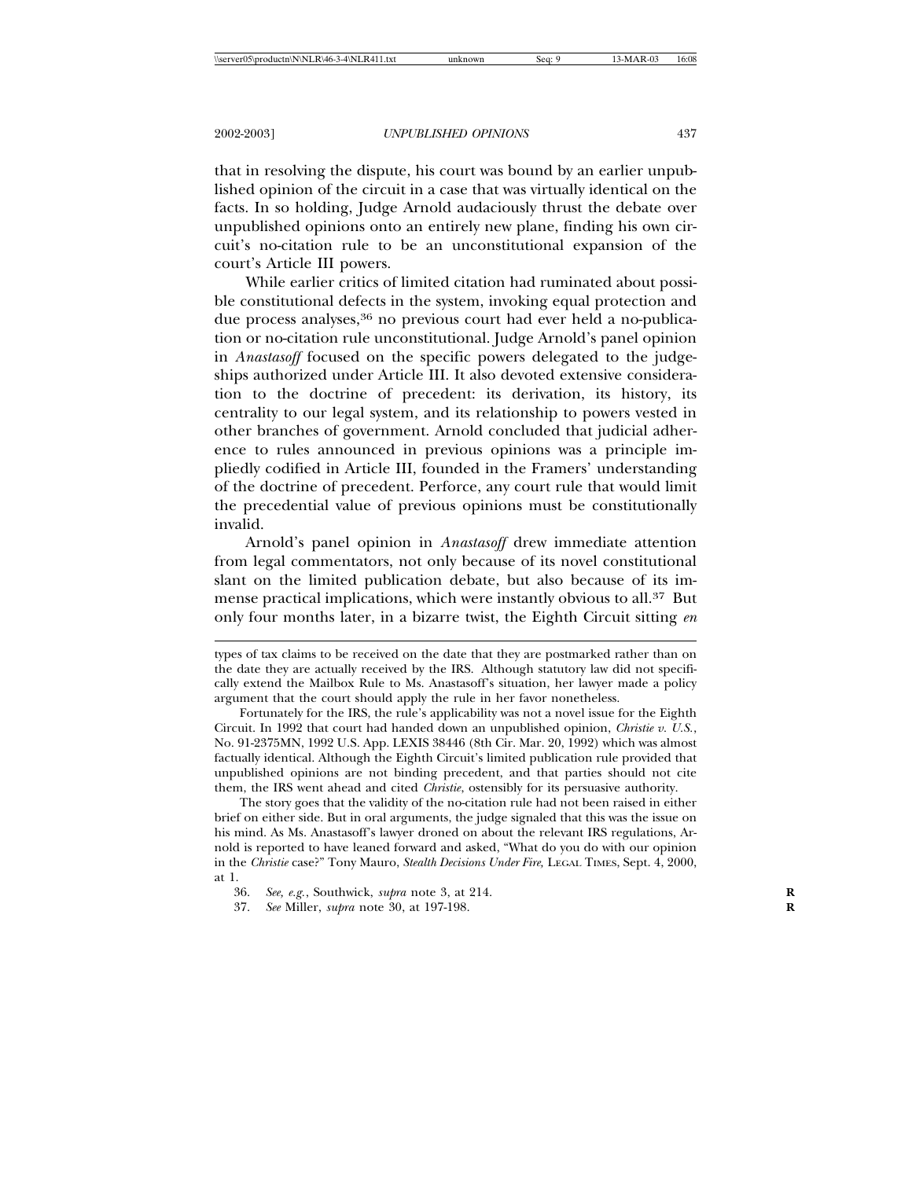that in resolving the dispute, his court was bound by an earlier unpublished opinion of the circuit in a case that was virtually identical on the facts. In so holding, Judge Arnold audaciously thrust the debate over unpublished opinions onto an entirely new plane, finding his own circuit's no-citation rule to be an unconstitutional expansion of the court's Article III powers.

While earlier critics of limited citation had ruminated about possible constitutional defects in the system, invoking equal protection and due process analyses,[36] no previous court had ever held a no-publication or no-citation rule unconstitutional. Judge Arnold's panel opinion in *Anastasoff* focused on the specific powers delegated to the judgeships authorized under Article III. It also devoted extensive consideration to the doctrine of precedent: its derivation, its history, its centrality to our legal system, and its relationship to powers vested in other branches of government. Arnold concluded that judicial adherence to rules announced in previous opinions was a principle impliedly codified in Article III, founded in the Framers' understanding of the doctrine of precedent. Perforce, any court rule that would limit the precedential value of previous opinions must be constitutionally invalid.

Arnold's panel opinion in *Anastasoff* drew immediate attention from legal commentators, not only because of its novel constitutional slant on the limited publication debate, but also because of its immense practical implications, which were instantly obvious to all.[37] But only four months later, in a bizarre twist, the Eighth Circuit sitting *en*

---

types of tax claims to be received on the date that they are postmarked rather than on the date they are actually received by the IRS. Although statutory law did not specifically extend the Mailbox Rule to Ms. Anastasoff's situation, her lawyer made a policy argument that the court should apply the rule in her favor nonetheless.

Fortunately for the IRS, the rule's applicability was not a novel issue for the Eighth Circuit. In 1992 that court had handed down an unpublished opinion, *Christie v. U.S.*, No. 91-2375MN, 1992 U.S. App. LEXIS 38446 (8th Cir. Mar. 20, 1992) which was almost factually identical. Although the Eighth Circuit's limited publication rule provided that unpublished opinions are not binding precedent, and that parties should not cite them, the IRS went ahead and cited *Christie*, ostensibly for its persuasive authority.

The story goes that the validity of the no-citation rule had not been raised in either brief on either side. But in oral arguments, the judge signaled that this was the issue on his mind. As Ms. Anastasoff's lawyer droned on about the relevant IRS regulations, Arnold is reported to have leaned forward and asked, "What do you do with our opinion in the *Christie* case?" Tony Mauro, *Stealth Decisions Under Fire,* LEGAL TIMES, Sept. 4, 2000, at 1.

36. *See, e.g.*, Southwick, *supra* note 3, at 214.

37. *See* Miller, *supra* note 30, at 197-198.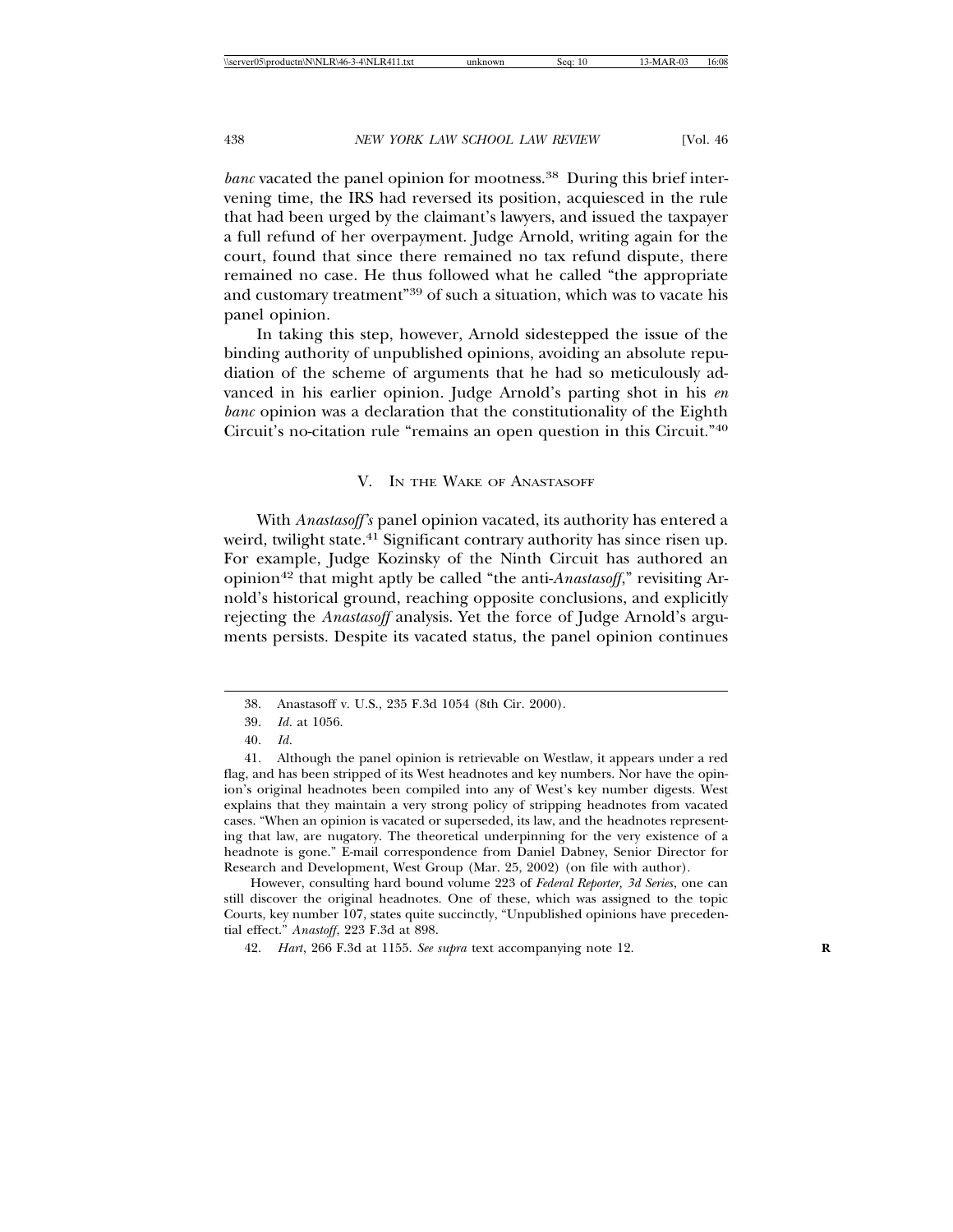*banc* vacated the panel opinion for mootness.[38] During this brief intervening time, the IRS had reversed its position, acquiesced in the rule that had been urged by the claimant's lawyers, and issued the taxpayer a full refund of her overpayment. Judge Arnold, writing again for the court, found that since there remained no tax refund dispute, there remained no case. He thus followed what he called "the appropriate and customary treatment"[39] of such a situation, which was to vacate his panel opinion.

In taking this step, however, Arnold sidestepped the issue of the binding authority of unpublished opinions, avoiding an absolute repudiation of the scheme of arguments that he had so meticulously advanced in his earlier opinion. Judge Arnold's parting shot in his *en banc* opinion was a declaration that the constitutionality of the Eighth Circuit's no-citation rule "remains an open question in this Circuit."[40]

## V. In the Wake of Anastasoff

With *Anastasoff's* panel opinion vacated, its authority has entered a weird, twilight state.[41] Significant contrary authority has since risen up. For example, Judge Kozinsky of the Ninth Circuit has authored an opinion[42] that might aptly be called "the anti-*Anastasoff*," revisiting Arnold's historical ground, reaching opposite conclusions, and explicitly rejecting the *Anastasoff* analysis. Yet the force of Judge Arnold's arguments persists. Despite its vacated status, the panel opinion continues

---

38. Anastasoff v. U.S., 235 F.3d 1054 (8th Cir. 2000).

39. *Id.* at 1056.

40. *Id.*

41. Although the panel opinion is retrievable on Westlaw, it appears under a red flag, and has been stripped of its West headnotes and key numbers. Nor have the opinion's original headnotes been compiled into any of West's key number digests. West explains that they maintain a very strong policy of stripping headnotes from vacated cases. "When an opinion is vacated or superseded, its law, and the headnotes representing that law, are nugatory. The theoretical underpinning for the very existence of a headnote is gone." E-mail correspondence from Daniel Dabney, Senior Director for Research and Development, West Group (Mar. 25, 2002) (on file with author).

However, consulting hard bound volume 223 of *Federal Reporter, 3d Series*, one can still discover the original headnotes. One of these, which was assigned to the topic Courts, key number 107, states quite succinctly, "Unpublished opinions have precedential effect." *Anastoff*, 223 F.3d at 898.

42. *Hart*, 266 F.3d at 1155. *See supra* text accompanying note 12.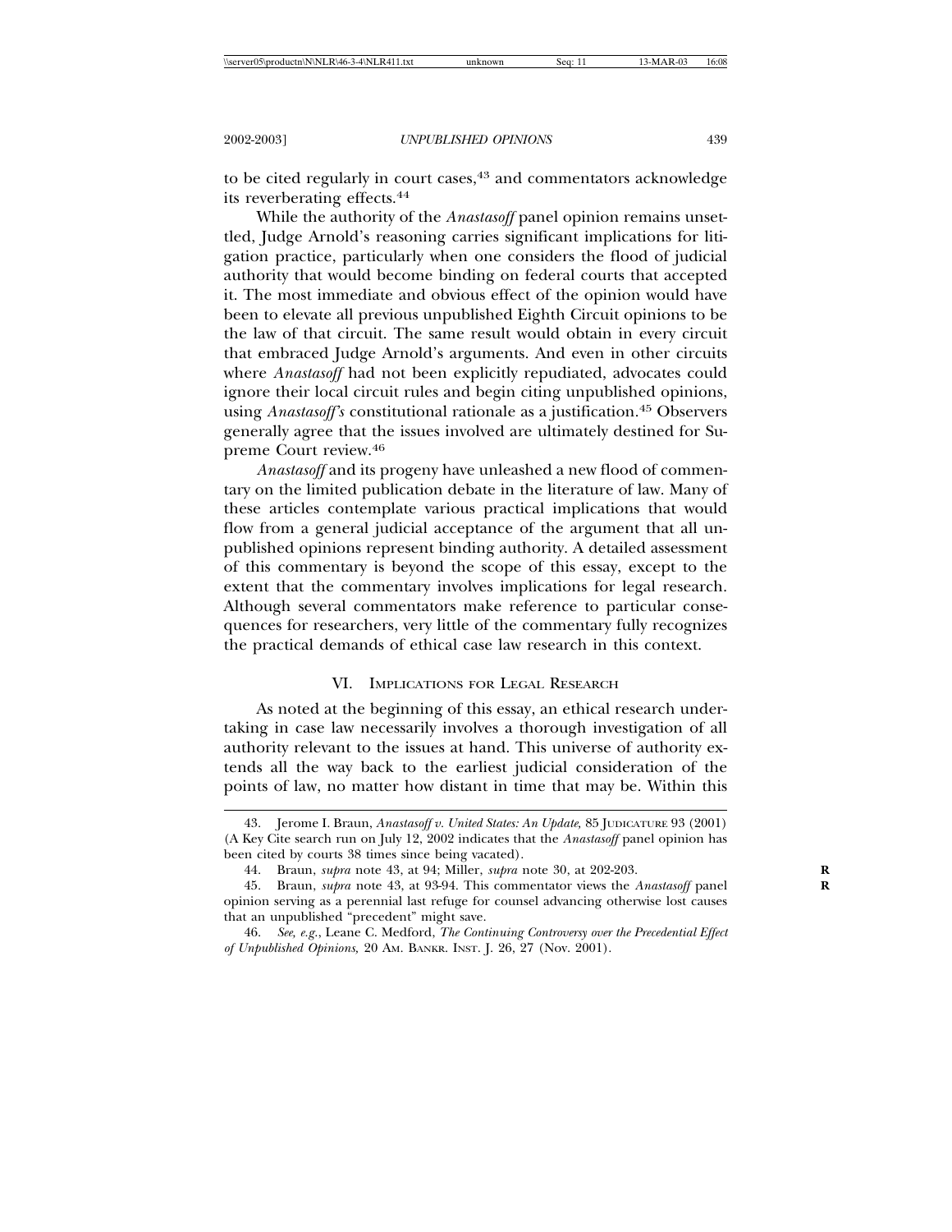to be cited regularly in court cases,[43] and commentators acknowledge its reverberating effects.[44]

While the authority of the *Anastasoff* panel opinion remains unsettled, Judge Arnold's reasoning carries significant implications for litigation practice, particularly when one considers the flood of judicial authority that would become binding on federal courts that accepted it. The most immediate and obvious effect of the opinion would have been to elevate all previous unpublished Eighth Circuit opinions to be the law of that circuit. The same result would obtain in every circuit that embraced Judge Arnold's arguments. And even in other circuits where *Anastasoff* had not been explicitly repudiated, advocates could ignore their local circuit rules and begin citing unpublished opinions, using *Anastasoff's* constitutional rationale as a justification.[45] Observers generally agree that the issues involved are ultimately destined for Supreme Court review.[46]

*Anastasoff* and its progeny have unleashed a new flood of commentary on the limited publication debate in the literature of law. Many of these articles contemplate various practical implications that would flow from a general judicial acceptance of the argument that all unpublished opinions represent binding authority. A detailed assessment of this commentary is beyond the scope of this essay, except to the extent that the commentary involves implications for legal research. Although several commentators make reference to particular consequences for researchers, very little of the commentary fully recognizes the practical demands of ethical case law research in this context.

## VI. Implications for Legal Research

As noted at the beginning of this essay, an ethical research undertaking in case law necessarily involves a thorough investigation of all authority relevant to the issues at hand. This universe of authority extends all the way back to the earliest judicial consideration of the points of law, no matter how distant in time that may be. Within this

---

43. Jerome I. Braun, *Anastasoff v. United States: An Update,* 85 Judicature 93 (2001) (A Key Cite search run on July 12, 2002 indicates that the *Anastasoff* panel opinion has been cited by courts 38 times since being vacated).

44. Braun, *supra* note 43, at 94; Miller, *supra* note 30, at 202-203.

45. Braun, *supra* note 43, at 93-94. This commentator views the *Anastasoff* panel opinion serving as a perennial last refuge for counsel advancing otherwise lost causes that an unpublished "precedent" might save.

46. *See, e.g.*, Leane C. Medford, *The Continuing Controversy over the Precedential Effect of Unpublished Opinions,* 20 Am. Bankr. Inst. J. 26, 27 (Nov. 2001).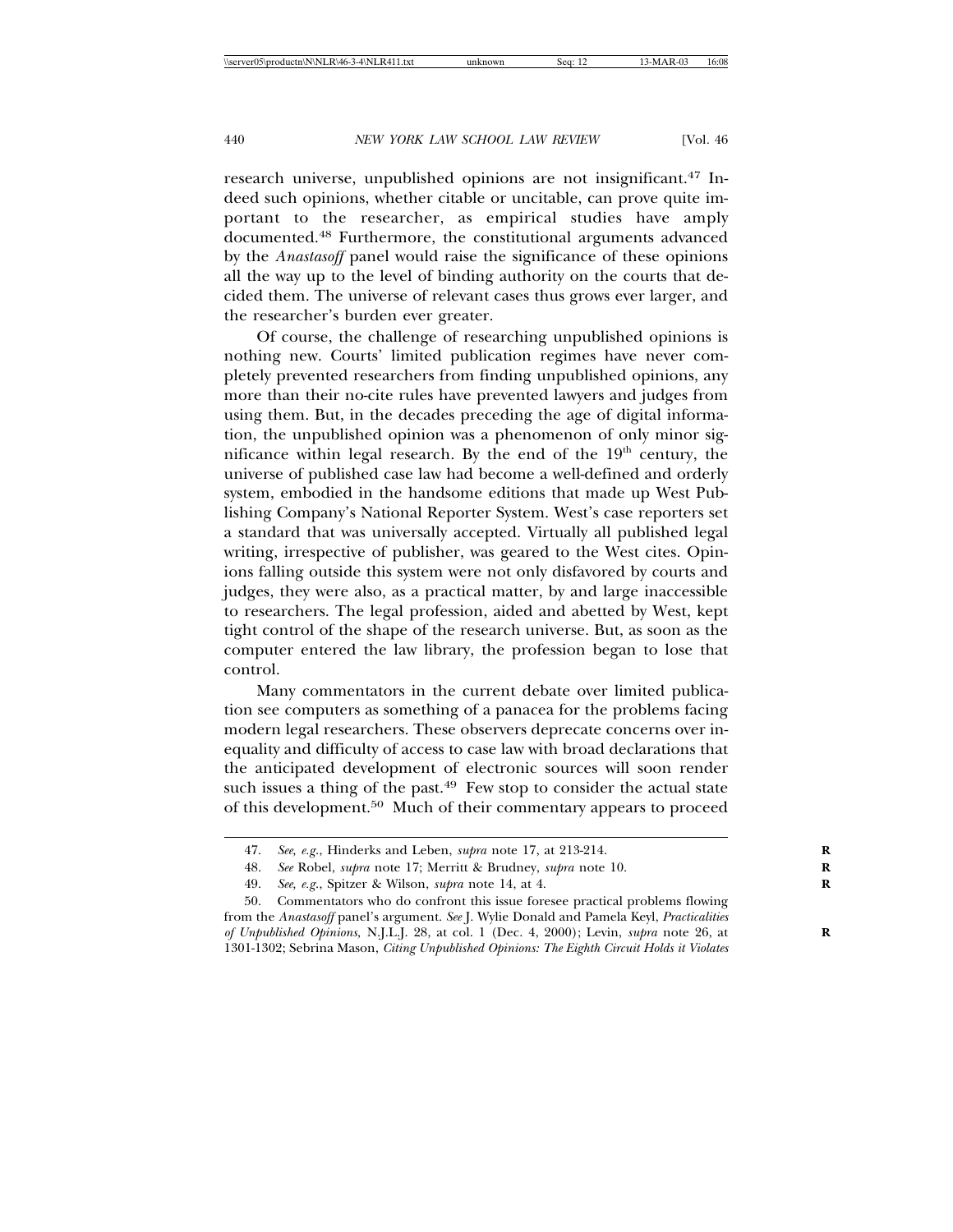research universe, unpublished opinions are not insignificant.[47] Indeed such opinions, whether citable or uncitable, can prove quite important to the researcher, as empirical studies have amply documented.[48] Furthermore, the constitutional arguments advanced by the *Anastasoff* panel would raise the significance of these opinions all the way up to the level of binding authority on the courts that decided them. The universe of relevant cases thus grows ever larger, and the researcher's burden ever greater.

Of course, the challenge of researching unpublished opinions is nothing new. Courts' limited publication regimes have never completely prevented researchers from finding unpublished opinions, any more than their no-cite rules have prevented lawyers and judges from using them. But, in the decades preceding the age of digital information, the unpublished opinion was a phenomenon of only minor significance within legal research. By the end of the 19th century, the universe of published case law had become a well-defined and orderly system, embodied in the handsome editions that made up West Publishing Company's National Reporter System. West's case reporters set a standard that was universally accepted. Virtually all published legal writing, irrespective of publisher, was geared to the West cites. Opinions falling outside this system were not only disfavored by courts and judges, they were also, as a practical matter, by and large inaccessible to researchers. The legal profession, aided and abetted by West, kept tight control of the shape of the research universe. But, as soon as the computer entered the law library, the profession began to lose that control.

Many commentators in the current debate over limited publication see computers as something of a panacea for the problems facing modern legal researchers. These observers deprecate concerns over inequality and difficulty of access to case law with broad declarations that the anticipated development of electronic sources will soon render such issues a thing of the past.[49] Few stop to consider the actual state of this development.[50] Much of their commentary appears to proceed

---

47. *See, e.g.*, Hinderks and Leben, *supra* note 17, at 213-214.

48. *See* Robel, *supra* note 17; Merritt & Brudney, *supra* note 10.

49. *See, e.g.*, Spitzer & Wilson, *supra* note 14, at 4.

50. Commentators who do confront this issue foresee practical problems flowing from the *Anastasoff* panel's argument. *See* J. Wylie Donald and Pamela Keyl, *Practicalities of Unpublished Opinions,* N.J.L.J. 28, at col. 1 (Dec. 4, 2000); Levin, *supra* note 26, at 1301-1302; Sebrina Mason, *Citing Unpublished Opinions: The Eighth Circuit Holds it Violates*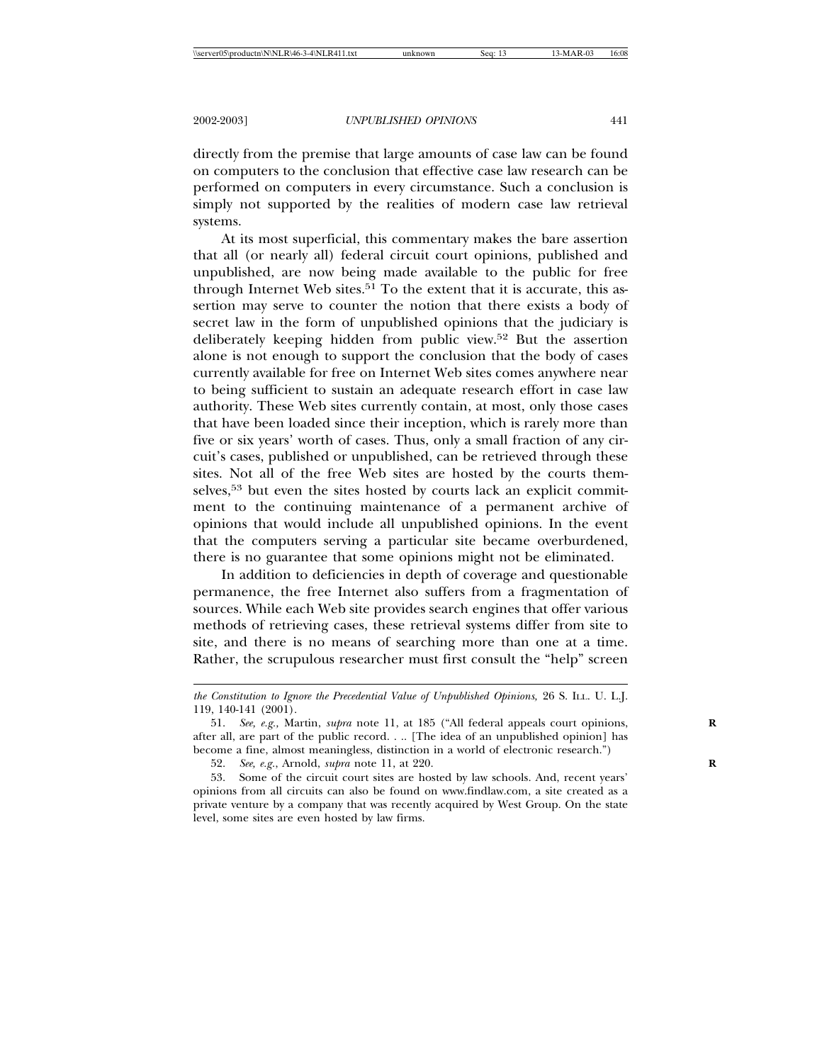directly from the premise that large amounts of case law can be found on computers to the conclusion that effective case law research can be performed on computers in every circumstance. Such a conclusion is simply not supported by the realities of modern case law retrieval systems.

At its most superficial, this commentary makes the bare assertion that all (or nearly all) federal circuit court opinions, published and unpublished, are now being made available to the public for free through Internet Web sites.[51] To the extent that it is accurate, this assertion may serve to counter the notion that there exists a body of secret law in the form of unpublished opinions that the judiciary is deliberately keeping hidden from public view.[52] But the assertion alone is not enough to support the conclusion that the body of cases currently available for free on Internet Web sites comes anywhere near to being sufficient to sustain an adequate research effort in case law authority. These Web sites currently contain, at most, only those cases that have been loaded since their inception, which is rarely more than five or six years' worth of cases. Thus, only a small fraction of any circuit's cases, published or unpublished, can be retrieved through these sites. Not all of the free Web sites are hosted by the courts themselves,[53] but even the sites hosted by courts lack an explicit commitment to the continuing maintenance of a permanent archive of opinions that would include all unpublished opinions. In the event that the computers serving a particular site became overburdened, there is no guarantee that some opinions might not be eliminated.

In addition to deficiencies in depth of coverage and questionable permanence, the free Internet also suffers from a fragmentation of sources. While each Web site provides search engines that offer various methods of retrieving cases, these retrieval systems differ from site to site, and there is no means of searching more than one at a time. Rather, the scrupulous researcher must first consult the "help" screen

---

*the Constitution to Ignore the Precedential Value of Unpublished Opinions,* 26 S. ILL. U. L.J. 119, 140-141 (2001).

51. *See, e.g.,* Martin, *supra* note 11, at 185 ("All federal appeals court opinions, after all, are part of the public record. . .. [The idea of an unpublished opinion] has become a fine, almost meaningless, distinction in a world of electronic research.")

52. *See, e.g.,* Arnold, *supra* note 11, at 220.

53. Some of the circuit court sites are hosted by law schools. And, recent years' opinions from all circuits can also be found on www.findlaw.com, a site created as a private venture by a company that was recently acquired by West Group. On the state level, some sites are even hosted by law firms.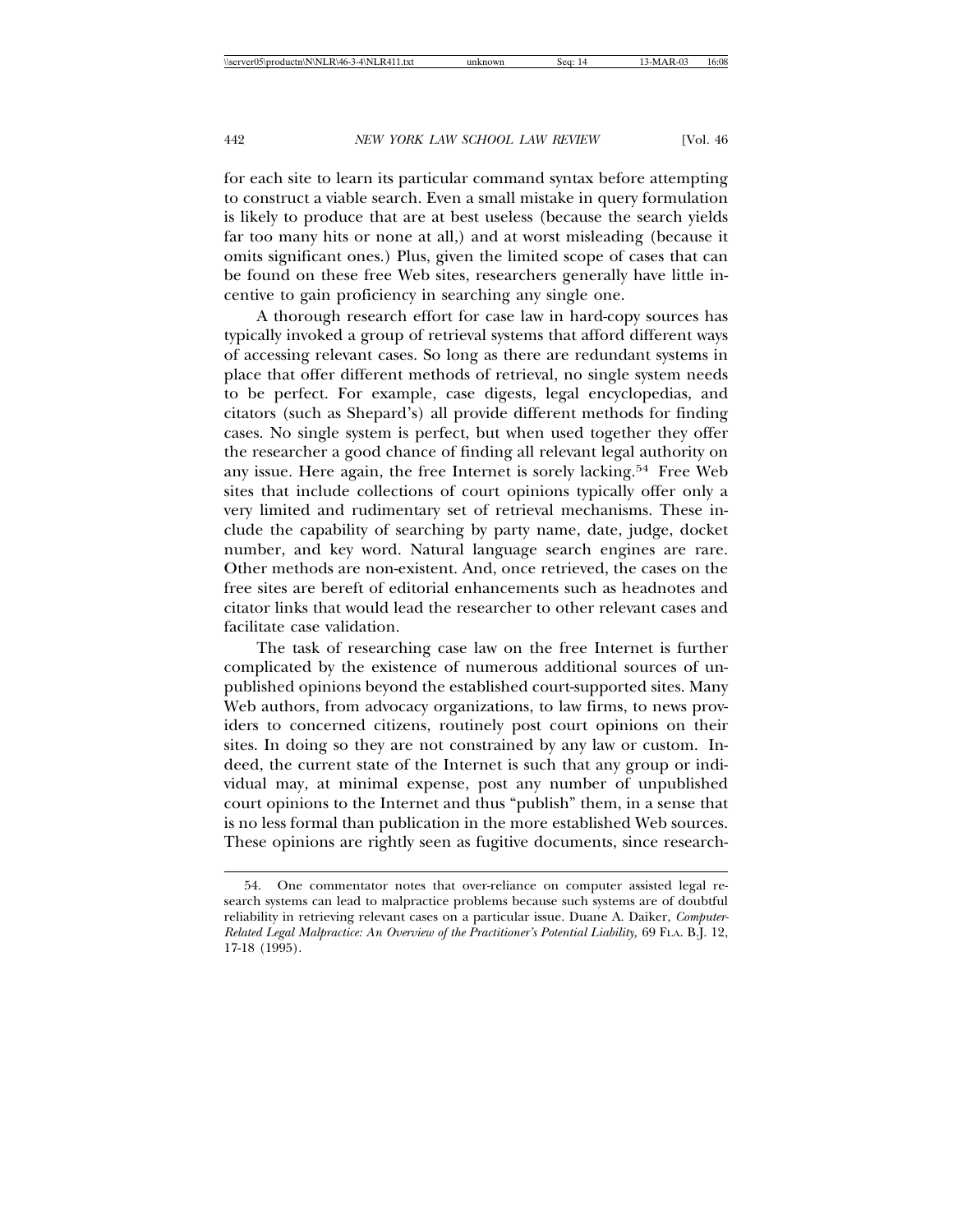for each site to learn its particular command syntax before attempting to construct a viable search. Even a small mistake in query formulation is likely to produce that are at best useless (because the search yields far too many hits or none at all,) and at worst misleading (because it omits significant ones.) Plus, given the limited scope of cases that can be found on these free Web sites, researchers generally have little incentive to gain proficiency in searching any single one.

A thorough research effort for case law in hard-copy sources has typically invoked a group of retrieval systems that afford different ways of accessing relevant cases. So long as there are redundant systems in place that offer different methods of retrieval, no single system needs to be perfect. For example, case digests, legal encyclopedias, and citators (such as Shepard's) all provide different methods for finding cases. No single system is perfect, but when used together they offer the researcher a good chance of finding all relevant legal authority on any issue. Here again, the free Internet is sorely lacking.[54] Free Web sites that include collections of court opinions typically offer only a very limited and rudimentary set of retrieval mechanisms. These include the capability of searching by party name, date, judge, docket number, and key word. Natural language search engines are rare. Other methods are non-existent. And, once retrieved, the cases on the free sites are bereft of editorial enhancements such as headnotes and citator links that would lead the researcher to other relevant cases and facilitate case validation.

The task of researching case law on the free Internet is further complicated by the existence of numerous additional sources of unpublished opinions beyond the established court-supported sites. Many Web authors, from advocacy organizations, to law firms, to news providers to concerned citizens, routinely post court opinions on their sites. In doing so they are not constrained by any law or custom. Indeed, the current state of the Internet is such that any group or individual may, at minimal expense, post any number of unpublished court opinions to the Internet and thus "publish" them, in a sense that is no less formal than publication in the more established Web sources. These opinions are rightly seen as fugitive documents, since research-

---

54. One commentator notes that over-reliance on computer assisted legal research systems can lead to malpractice problems because such systems are of doubtful reliability in retrieving relevant cases on a particular issue. Duane A. Daiker, *Computer-Related Legal Malpractice: An Overview of the Practitioner's Potential Liability,* 69 FLA. B.J. 12, 17-18 (1995).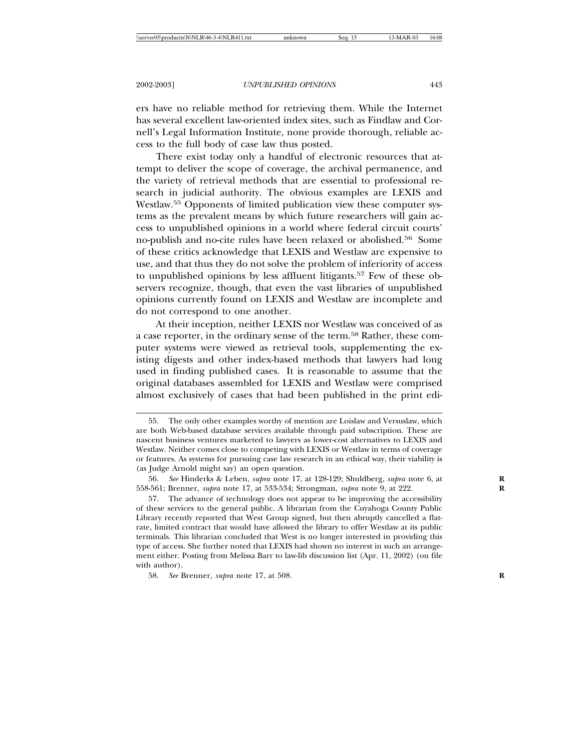ers have no reliable method for retrieving them. While the Internet has several excellent law-oriented index sites, such as Findlaw and Cornell's Legal Information Institute, none provide thorough, reliable access to the full body of case law thus posted.

There exist today only a handful of electronic resources that attempt to deliver the scope of coverage, the archival permanence, and the variety of retrieval methods that are essential to professional research in judicial authority. The obvious examples are LEXIS and Westlaw.[55] Opponents of limited publication view these computer systems as the prevalent means by which future researchers will gain access to unpublished opinions in a world where federal circuit courts' no-publish and no-cite rules have been relaxed or abolished.[56] Some of these critics acknowledge that LEXIS and Westlaw are expensive to use, and that thus they do not solve the problem of inferiority of access to unpublished opinions by less affluent litigants.[57] Few of these observers recognize, though, that even the vast libraries of unpublished opinions currently found on LEXIS and Westlaw are incomplete and do not correspond to one another.

At their inception, neither LEXIS nor Westlaw was conceived of as a case reporter, in the ordinary sense of the term.[58] Rather, these computer systems were viewed as retrieval tools, supplementing the existing digests and other index-based methods that lawyers had long used in finding published cases. It is reasonable to assume that the original databases assembled for LEXIS and Westlaw were comprised almost exclusively of cases that had been published in the print edi-

---

55. The only other examples worthy of mention are Loislaw and Versuslaw, which are both Web-based database services available through paid subscription. These are nascent business ventures marketed to lawyers as lower-cost alternatives to LEXIS and Westlaw. Neither comes close to competing with LEXIS or Westlaw in terms of coverage or features. As systems for pursuing case law research in an ethical way, their viability is (as Judge Arnold might say) an open question.

56. *See* Hinderks & Leben, *supra* note 17, at 128-129; Shuldberg, *supra* note 6, at 558-561; Brenner, *supra* note 17, at 533-534; Strongman, *supra* note 9, at 222.

57. The advance of technology does not appear to be improving the accessibility of these services to the general public. A librarian from the Cuyahoga County Public Library recently reported that West Group signed, but then abruptly cancelled a flat-rate, limited contract that would have allowed the library to offer Westlaw at its public terminals. This librarian concluded that West is no longer interested in providing this type of access. She further noted that LEXIS had shown no interest in such an arrangement either. Posting from Melissa Barr to law-lib discussion list (Apr. 11, 2002) (on file with author).

58. *See* Brenner, *supra* note 17, at 508.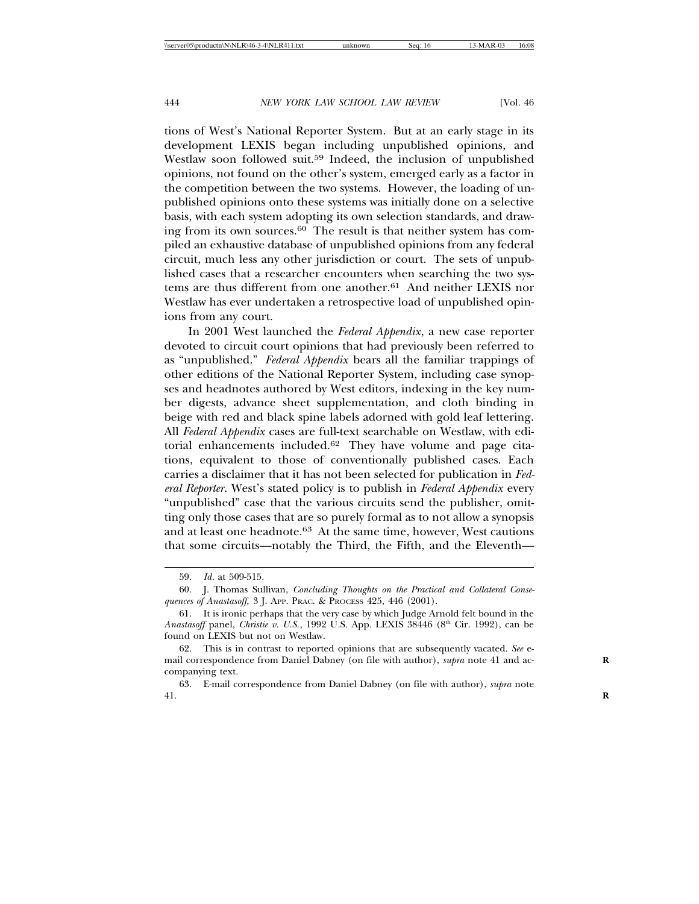tions of West's National Reporter System. But at an early stage in its development LEXIS began including unpublished opinions, and Westlaw soon followed suit.[59] Indeed, the inclusion of unpublished opinions, not found on the other's system, emerged early as a factor in the competition between the two systems. However, the loading of unpublished opinions onto these systems was initially done on a selective basis, with each system adopting its own selection standards, and drawing from its own sources.[60] The result is that neither system has compiled an exhaustive database of unpublished opinions from any federal circuit, much less any other jurisdiction or court. The sets of unpublished cases that a researcher encounters when searching the two systems are thus different from one another.[61] And neither LEXIS nor Westlaw has ever undertaken a retrospective load of unpublished opinions from any court.

In 2001 West launched the *Federal Appendix*, a new case reporter devoted to circuit court opinions that had previously been referred to as "unpublished." *Federal Appendix* bears all the familiar trappings of other editions of the National Reporter System, including case synopses and headnotes authored by West editors, indexing in the key number digests, advance sheet supplementation, and cloth binding in beige with red and black spine labels adorned with gold leaf lettering. All *Federal Appendix* cases are full-text searchable on Westlaw, with editorial enhancements included.[62] They have volume and page citations, equivalent to those of conventionally published cases. Each carries a disclaimer that it has not been selected for publication in *Federal Reporter*. West's stated policy is to publish in *Federal Appendix* every "unpublished" case that the various circuits send the publisher, omitting only those cases that are so purely formal as to not allow a synopsis and at least one headnote.[63] At the same time, however, West cautions that some circuits—notably the Third, the Fifth, and the Eleventh—

---

59. *Id.* at 509-515.

60. J. Thomas Sullivan, *Concluding Thoughts on the Practical and Collateral Consequences of Anastasoff*, 3 J. App. Prac. & Process 425, 446 (2001).

61. It is ironic perhaps that the very case by which Judge Arnold felt bound in the *Anastasoff* panel, *Christie v. U.S.*, 1992 U.S. App. LEXIS 38446 (8th Cir. 1992), can be found on LEXIS but not on Westlaw.

62. This is in contrast to reported opinions that are subsequently vacated. *See* e-mail correspondence from Daniel Dabney (on file with author), *supra* note 41 and accompanying text.

63. E-mail correspondence from Daniel Dabney (on file with author), *supra* note 41.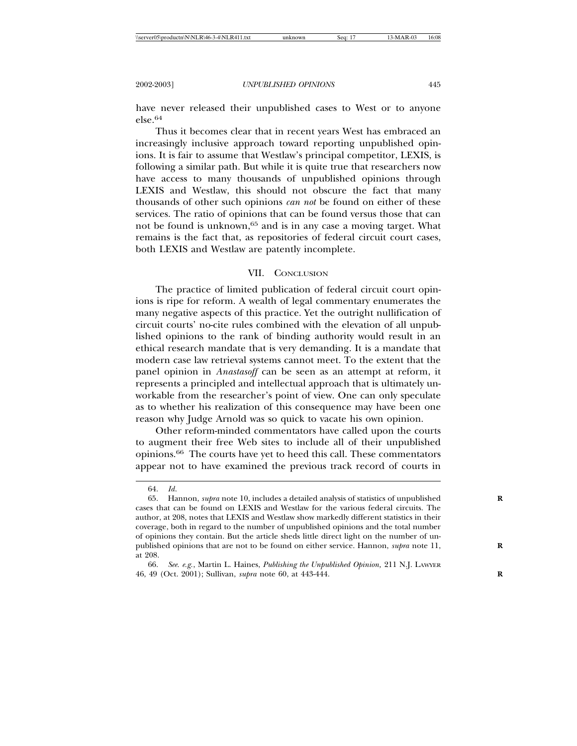have never released their unpublished cases to West or to anyone else.[64]

Thus it becomes clear that in recent years West has embraced an increasingly inclusive approach toward reporting unpublished opinions. It is fair to assume that Westlaw's principal competitor, LEXIS, is following a similar path. But while it is quite true that researchers now have access to many thousands of unpublished opinions through LEXIS and Westlaw, this should not obscure the fact that many thousands of other such opinions *can not* be found on either of these services. The ratio of opinions that can be found versus those that can not be found is unknown,[65] and is in any case a moving target. What remains is the fact that, as repositories of federal circuit court cases, both LEXIS and Westlaw are patently incomplete.

## VII. Conclusion

The practice of limited publication of federal circuit court opinions is ripe for reform. A wealth of legal commentary enumerates the many negative aspects of this practice. Yet the outright nullification of circuit courts' no-cite rules combined with the elevation of all unpublished opinions to the rank of binding authority would result in an ethical research mandate that is very demanding. It is a mandate that modern case law retrieval systems cannot meet. To the extent that the panel opinion in *Anastasoff* can be seen as an attempt at reform, it represents a principled and intellectual approach that is ultimately unworkable from the researcher's point of view. One can only speculate as to whether his realization of this consequence may have been one reason why Judge Arnold was so quick to vacate his own opinion.

Other reform-minded commentators have called upon the courts to augment their free Web sites to include all of their unpublished opinions.[66] The courts have yet to heed this call. These commentators appear not to have examined the previous track record of courts in

---

64. *Id.*

65. Hannon, *supra* note 10, includes a detailed analysis of statistics of unpublished cases that can be found on LEXIS and Westlaw for the various federal circuits. The author, at 208, notes that LEXIS and Westlaw show markedly different statistics in their coverage, both in regard to the number of unpublished opinions and the total number of opinions they contain. But the article sheds little direct light on the number of unpublished opinions that are not to be found on either service. Hannon, *supra* note 11, at 208.

66. *See. e.g.*, Martin L. Haines, *Publishing the Unpublished Opinion,* 211 N.J. Lawyer 46, 49 (Oct. 2001); Sullivan, *supra* note 60, at 443-444.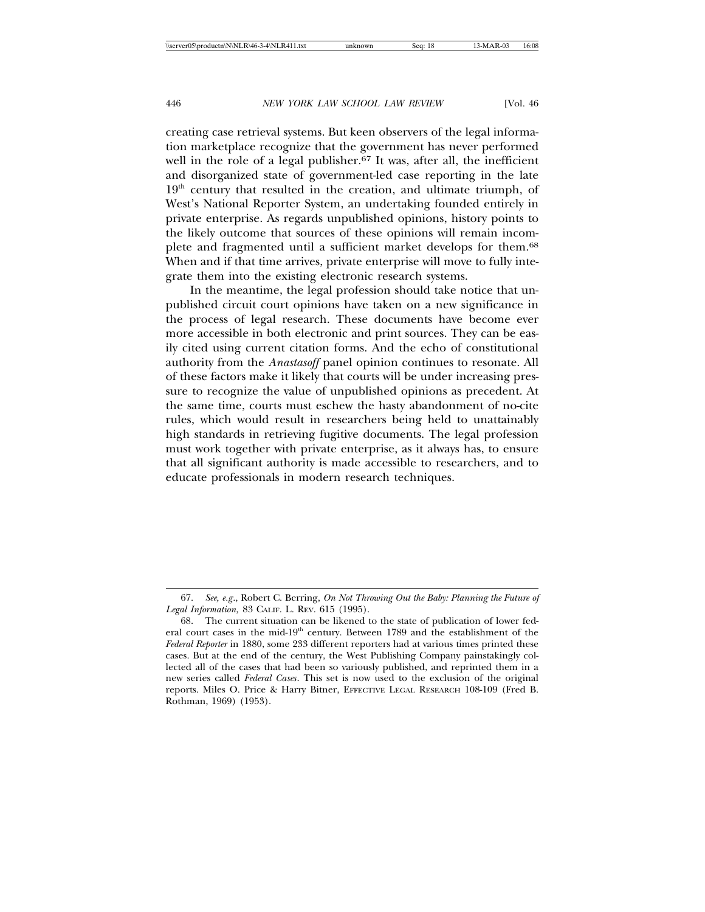creating case retrieval systems. But keen observers of the legal information marketplace recognize that the government has never performed well in the role of a legal publisher.[67] It was, after all, the inefficient and disorganized state of government-led case reporting in the late 19th century that resulted in the creation, and ultimate triumph, of West's National Reporter System, an undertaking founded entirely in private enterprise. As regards unpublished opinions, history points to the likely outcome that sources of these opinions will remain incomplete and fragmented until a sufficient market develops for them.[68] When and if that time arrives, private enterprise will move to fully integrate them into the existing electronic research systems.

In the meantime, the legal profession should take notice that unpublished circuit court opinions have taken on a new significance in the process of legal research. These documents have become ever more accessible in both electronic and print sources. They can be easily cited using current citation forms. And the echo of constitutional authority from the *Anastasoff* panel opinion continues to resonate. All of these factors make it likely that courts will be under increasing pressure to recognize the value of unpublished opinions as precedent. At the same time, courts must eschew the hasty abandonment of no-cite rules, which would result in researchers being held to unattainably high standards in retrieving fugitive documents. The legal profession must work together with private enterprise, as it always has, to ensure that all significant authority is made accessible to researchers, and to educate professionals in modern research techniques.

---

67. *See, e.g.*, Robert C. Berring, *On Not Throwing Out the Baby: Planning the Future of Legal Information,* 83 CALIF. L. REV. 615 (1995).

68. The current situation can be likened to the state of publication of lower federal court cases in the mid-19th century. Between 1789 and the establishment of the *Federal Reporter* in 1880, some 233 different reporters had at various times printed these cases. But at the end of the century, the West Publishing Company painstakingly collected all of the cases that had been so variously published, and reprinted them in a new series called *Federal Cases*. This set is now used to the exclusion of the original reports. Miles O. Price & Harry Bitner, EFFECTIVE LEGAL RESEARCH 108-109 (Fred B. Rothman, 1969) (1953).